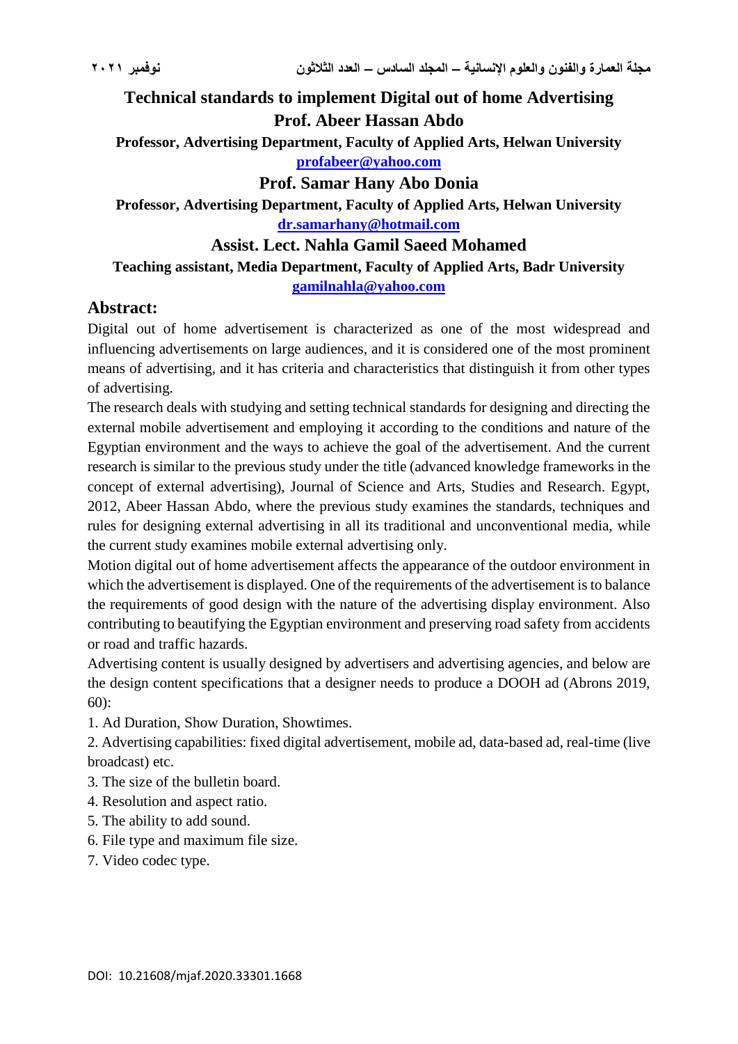# Technical standards to implement Digital out of home Advertising

## Prof. Abeer Hassan Abdo

**Professor, Advertising Department, Faculty of Applied Arts, Helwan University**

**profabeer@yahoo.com**

## Prof. Samar Hany Abo Donia

**Professor, Advertising Department, Faculty of Applied Arts, Helwan University**

**dr.samarhany@hotmail.com**

## Assist. Lect. Nahla Gamil Saeed Mohamed

**Teaching assistant, Media Department, Faculty of Applied Arts, Badr University**

**gamilnahla@yahoo.com**

## Abstract:

Digital out of home advertisement is characterized as one of the most widespread and influencing advertisements on large audiences, and it is considered one of the most prominent means of advertising, and it has criteria and characteristics that distinguish it from other types of advertising.

The research deals with studying and setting technical standards for designing and directing the external mobile advertisement and employing it according to the conditions and nature of the Egyptian environment and the ways to achieve the goal of the advertisement. And the current research is similar to the previous study under the title (advanced knowledge frameworks in the concept of external advertising), Journal of Science and Arts, Studies and Research. Egypt, 2012, Abeer Hassan Abdo, where the previous study examines the standards, techniques and rules for designing external advertising in all its traditional and unconventional media, while the current study examines mobile external advertising only.

Motion digital out of home advertisement affects the appearance of the outdoor environment in which the advertisement is displayed. One of the requirements of the advertisement is to balance the requirements of good design with the nature of the advertising display environment. Also contributing to beautifying the Egyptian environment and preserving road safety from accidents or road and traffic hazards.

Advertising content is usually designed by advertisers and advertising agencies, and below are the design content specifications that a designer needs to produce a DOOH ad (Abrons 2019, 60):

1. Ad Duration, Show Duration, Showtimes.
2. Advertising capabilities: fixed digital advertisement, mobile ad, data-based ad, real-time (live broadcast) etc.
3. The size of the bulletin board.
4. Resolution and aspect ratio.
5. The ability to add sound.
6. File type and maximum file size.
7. Video codec type.

DOI: 10.21608/mjaf.2020.33301.1668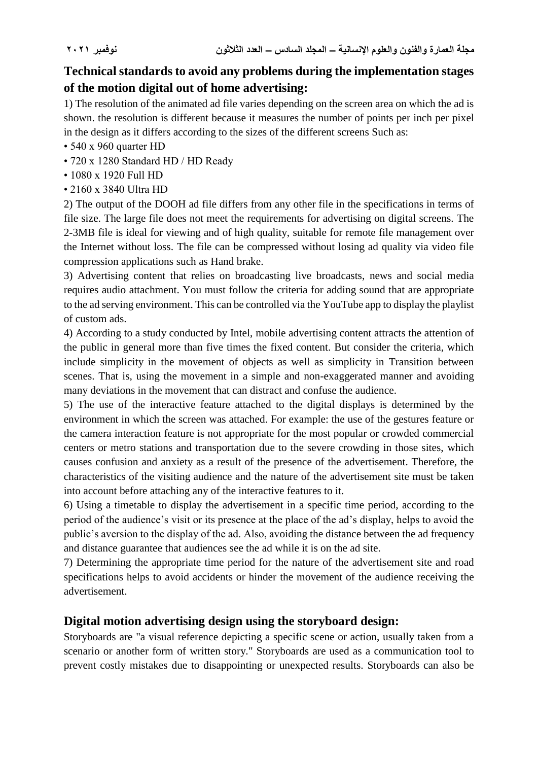## Technical standards to avoid any problems during the implementation stages of the motion digital out of home advertising:

1) The resolution of the animated ad file varies depending on the screen area on which the ad is shown. the resolution is different because it measures the number of points per inch per pixel in the design as it differs according to the sizes of the different screens Such as:

- 540 x 960 quarter HD
- 720 x 1280 Standard HD / HD Ready
- 1080 x 1920 Full HD
- 2160 x 3840 Ultra HD

2) The output of the DOOH ad file differs from any other file in the specifications in terms of file size. The large file does not meet the requirements for advertising on digital screens. The 2-3MB file is ideal for viewing and of high quality, suitable for remote file management over the Internet without loss. The file can be compressed without losing ad quality via video file compression applications such as Hand brake.

3) Advertising content that relies on broadcasting live broadcasts, news and social media requires audio attachment. You must follow the criteria for adding sound that are appropriate to the ad serving environment. This can be controlled via the YouTube app to display the playlist of custom ads.

4) According to a study conducted by Intel, mobile advertising content attracts the attention of the public in general more than five times the fixed content. But consider the criteria, which include simplicity in the movement of objects as well as simplicity in Transition between scenes. That is, using the movement in a simple and non-exaggerated manner and avoiding many deviations in the movement that can distract and confuse the audience.

5) The use of the interactive feature attached to the digital displays is determined by the environment in which the screen was attached. For example: the use of the gestures feature or the camera interaction feature is not appropriate for the most popular or crowded commercial centers or metro stations and transportation due to the severe crowding in those sites, which causes confusion and anxiety as a result of the presence of the advertisement. Therefore, the characteristics of the visiting audience and the nature of the advertisement site must be taken into account before attaching any of the interactive features to it.

6) Using a timetable to display the advertisement in a specific time period, according to the period of the audience's visit or its presence at the place of the ad's display, helps to avoid the public's aversion to the display of the ad. Also, avoiding the distance between the ad frequency and distance guarantee that audiences see the ad while it is on the ad site.

7) Determining the appropriate time period for the nature of the advertisement site and road specifications helps to avoid accidents or hinder the movement of the audience receiving the advertisement.

## Digital motion advertising design using the storyboard design:

Storyboards are "a visual reference depicting a specific scene or action, usually taken from a scenario or another form of written story." Storyboards are used as a communication tool to prevent costly mistakes due to disappointing or unexpected results. Storyboards can also be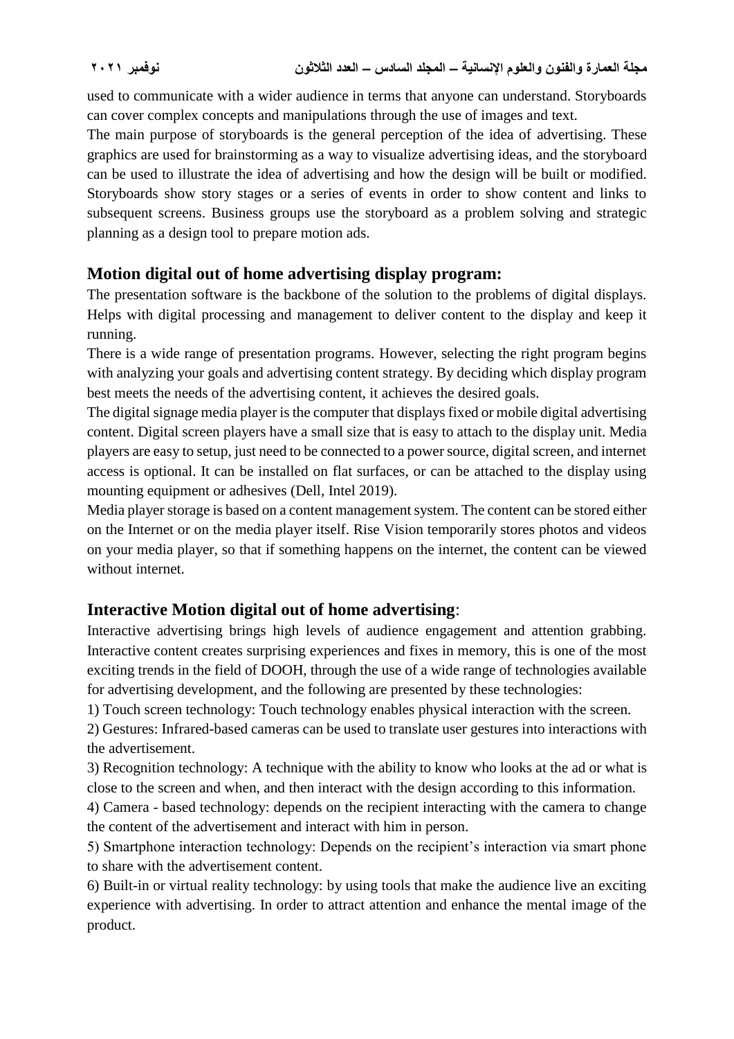used to communicate with a wider audience in terms that anyone can understand. Storyboards can cover complex concepts and manipulations through the use of images and text.

The main purpose of storyboards is the general perception of the idea of advertising. These graphics are used for brainstorming as a way to visualize advertising ideas, and the storyboard can be used to illustrate the idea of advertising and how the design will be built or modified. Storyboards show story stages or a series of events in order to show content and links to subsequent screens. Business groups use the storyboard as a problem solving and strategic planning as a design tool to prepare motion ads.

## Motion digital out of home advertising display program:

The presentation software is the backbone of the solution to the problems of digital displays. Helps with digital processing and management to deliver content to the display and keep it running.

There is a wide range of presentation programs. However, selecting the right program begins with analyzing your goals and advertising content strategy. By deciding which display program best meets the needs of the advertising content, it achieves the desired goals.

The digital signage media player is the computer that displays fixed or mobile digital advertising content. Digital screen players have a small size that is easy to attach to the display unit. Media players are easy to setup, just need to be connected to a power source, digital screen, and internet access is optional. It can be installed on flat surfaces, or can be attached to the display using mounting equipment or adhesives (Dell, Intel 2019).

Media player storage is based on a content management system. The content can be stored either on the Internet or on the media player itself. Rise Vision temporarily stores photos and videos on your media player, so that if something happens on the internet, the content can be viewed without internet.

## Interactive Motion digital out of home advertising:

Interactive advertising brings high levels of audience engagement and attention grabbing. Interactive content creates surprising experiences and fixes in memory, this is one of the most exciting trends in the field of DOOH, through the use of a wide range of technologies available for advertising development, and the following are presented by these technologies:

1) Touch screen technology: Touch technology enables physical interaction with the screen.

2) Gestures: Infrared-based cameras can be used to translate user gestures into interactions with the advertisement.

3) Recognition technology: A technique with the ability to know who looks at the ad or what is close to the screen and when, and then interact with the design according to this information.

4) Camera - based technology: depends on the recipient interacting with the camera to change the content of the advertisement and interact with him in person.

5) Smartphone interaction technology: Depends on the recipient's interaction via smart phone to share with the advertisement content.

6) Built-in or virtual reality technology: by using tools that make the audience live an exciting experience with advertising. In order to attract attention and enhance the mental image of the product.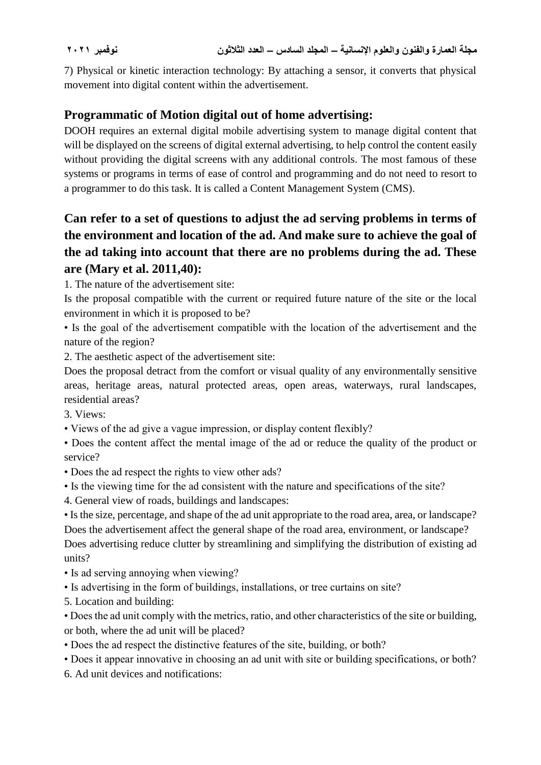7) Physical or kinetic interaction technology: By attaching a sensor, it converts that physical movement into digital content within the advertisement.

## Programmatic of Motion digital out of home advertising:

DOOH requires an external digital mobile advertising system to manage digital content that will be displayed on the screens of digital external advertising, to help control the content easily without providing the digital screens with any additional controls. The most famous of these systems or programs in terms of ease of control and programming and do not need to resort to a programmer to do this task. It is called a Content Management System (CMS).

## Can refer to a set of questions to adjust the ad serving problems in terms of the environment and location of the ad. And make sure to achieve the goal of the ad taking into account that there are no problems during the ad. These are (Mary et al. 2011,40):

1. The nature of the advertisement site:

Is the proposal compatible with the current or required future nature of the site or the local environment in which it is proposed to be?

• Is the goal of the advertisement compatible with the location of the advertisement and the nature of the region?

2. The aesthetic aspect of the advertisement site:

Does the proposal detract from the comfort or visual quality of any environmentally sensitive areas, heritage areas, natural protected areas, open areas, waterways, rural landscapes, residential areas?

3. Views:

• Views of the ad give a vague impression, or display content flexibly?

• Does the content affect the mental image of the ad or reduce the quality of the product or service?

• Does the ad respect the rights to view other ads?

• Is the viewing time for the ad consistent with the nature and specifications of the site?

4. General view of roads, buildings and landscapes:

• Is the size, percentage, and shape of the ad unit appropriate to the road area, area, or landscape? Does the advertisement affect the general shape of the road area, environment, or landscape? Does advertising reduce clutter by streamlining and simplifying the distribution of existing ad units?

• Is ad serving annoying when viewing?

• Is advertising in the form of buildings, installations, or tree curtains on site?

5. Location and building:

• Does the ad unit comply with the metrics, ratio, and other characteristics of the site or building, or both, where the ad unit will be placed?

• Does the ad respect the distinctive features of the site, building, or both?

• Does it appear innovative in choosing an ad unit with site or building specifications, or both?

6. Ad unit devices and notifications: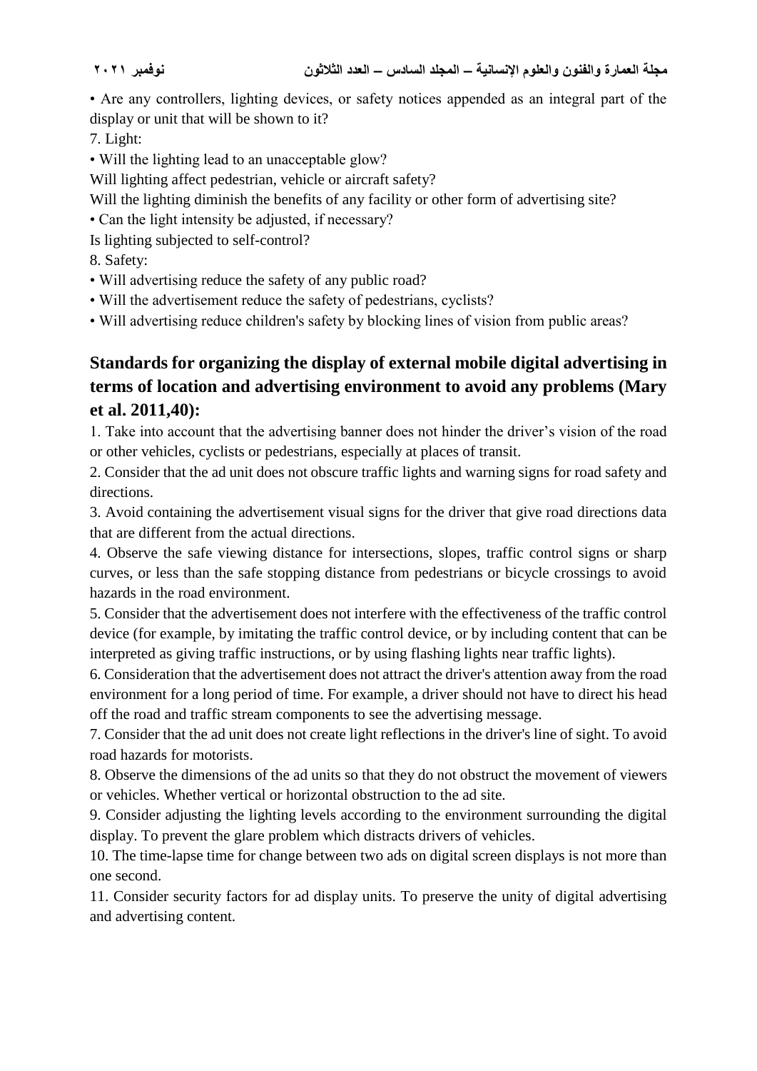• Are any controllers, lighting devices, or safety notices appended as an integral part of the display or unit that will be shown to it?

7. Light:

• Will the lighting lead to an unacceptable glow?

Will lighting affect pedestrian, vehicle or aircraft safety?

Will the lighting diminish the benefits of any facility or other form of advertising site?

• Can the light intensity be adjusted, if necessary?

Is lighting subjected to self-control?

8. Safety:

• Will advertising reduce the safety of any public road?

• Will the advertisement reduce the safety of pedestrians, cyclists?

• Will advertising reduce children's safety by blocking lines of vision from public areas?

## Standards for organizing the display of external mobile digital advertising in terms of location and advertising environment to avoid any problems (Mary et al. 2011,40):

1. Take into account that the advertising banner does not hinder the driver's vision of the road or other vehicles, cyclists or pedestrians, especially at places of transit.
2. Consider that the ad unit does not obscure traffic lights and warning signs for road safety and directions.
3. Avoid containing the advertisement visual signs for the driver that give road directions data that are different from the actual directions.
4. Observe the safe viewing distance for intersections, slopes, traffic control signs or sharp curves, or less than the safe stopping distance from pedestrians or bicycle crossings to avoid hazards in the road environment.
5. Consider that the advertisement does not interfere with the effectiveness of the traffic control device (for example, by imitating the traffic control device, or by including content that can be interpreted as giving traffic instructions, or by using flashing lights near traffic lights).
6. Consideration that the advertisement does not attract the driver's attention away from the road environment for a long period of time. For example, a driver should not have to direct his head off the road and traffic stream components to see the advertising message.
7. Consider that the ad unit does not create light reflections in the driver's line of sight. To avoid road hazards for motorists.
8. Observe the dimensions of the ad units so that they do not obstruct the movement of viewers or vehicles. Whether vertical or horizontal obstruction to the ad site.
9. Consider adjusting the lighting levels according to the environment surrounding the digital display. To prevent the glare problem which distracts drivers of vehicles.
10. The time-lapse time for change between two ads on digital screen displays is not more than one second.
11. Consider security factors for ad display units. To preserve the unity of digital advertising and advertising content.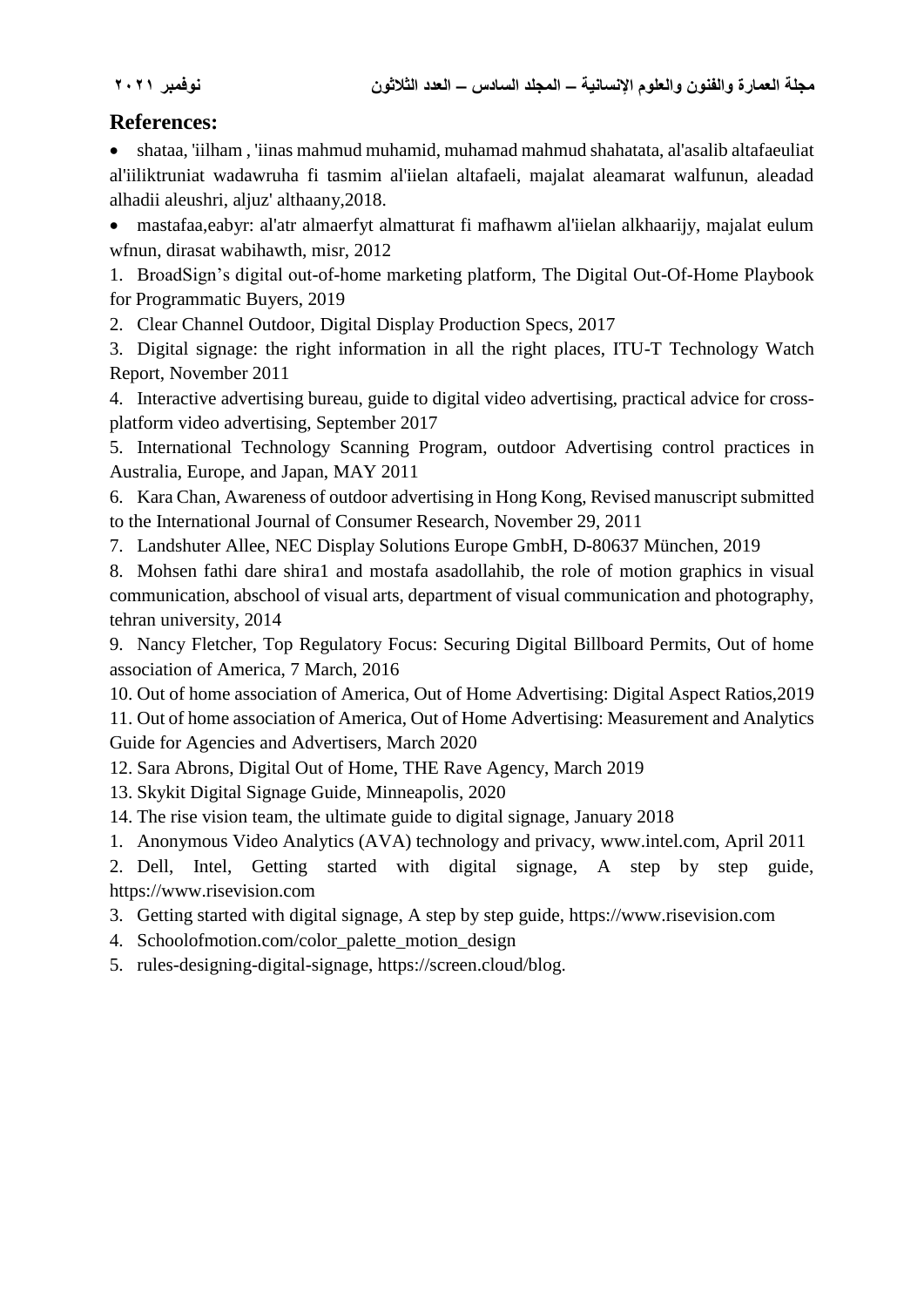## References:

- shataa, 'iilham , 'iinas mahmud muhamid, muhamad mahmud shahatata, al'asalib altafaeuliat al'iiliktruniat wadawruha fi tasmim al'iielan altafaeli, majalat aleamarat walfunun, aleadad alhadii aleushri, aljuz' althaany,2018.
- mastafaa,eabyr: al'atr almaerfyt almatturat fi mafhawm al'iielan alkhaarijy, majalat eulum wfnun, dirasat wabihawth, misr, 2012

1. BroadSign's digital out-of-home marketing platform, The Digital Out-Of-Home Playbook for Programmatic Buyers, 2019
2. Clear Channel Outdoor, Digital Display Production Specs, 2017
3. Digital signage: the right information in all the right places, ITU-T Technology Watch Report, November 2011
4. Interactive advertising bureau, guide to digital video advertising, practical advice for cross-platform video advertising, September 2017
5. International Technology Scanning Program, outdoor Advertising control practices in Australia, Europe, and Japan, MAY 2011
6. Kara Chan, Awareness of outdoor advertising in Hong Kong, Revised manuscript submitted to the International Journal of Consumer Research, November 29, 2011
7. Landshuter Allee, NEC Display Solutions Europe GmbH, D-80637 München, 2019
8. Mohsen fathi dare shira1 and mostafa asadollahib, the role of motion graphics in visual communication, abschool of visual arts, department of visual communication and photography, tehran university, 2014
9. Nancy Fletcher, Top Regulatory Focus: Securing Digital Billboard Permits, Out of home association of America, 7 March, 2016
10. Out of home association of America, Out of Home Advertising: Digital Aspect Ratios,2019
11. Out of home association of America, Out of Home Advertising: Measurement and Analytics Guide for Agencies and Advertisers, March 2020
12. Sara Abrons, Digital Out of Home, THE Rave Agency, March 2019
13. Skykit Digital Signage Guide, Minneapolis, 2020
14. The rise vision team, the ultimate guide to digital signage, January 2018

1. Anonymous Video Analytics (AVA) technology and privacy, www.intel.com, April 2011
2. Dell, Intel, Getting started with digital signage, A step by step guide, https://www.risevision.com
3. Getting started with digital signage, A step by step guide, https://www.risevision.com
4. Schoolofmotion.com/color_palette_motion_design
5. rules-designing-digital-signage, https://screen.cloud/blog.